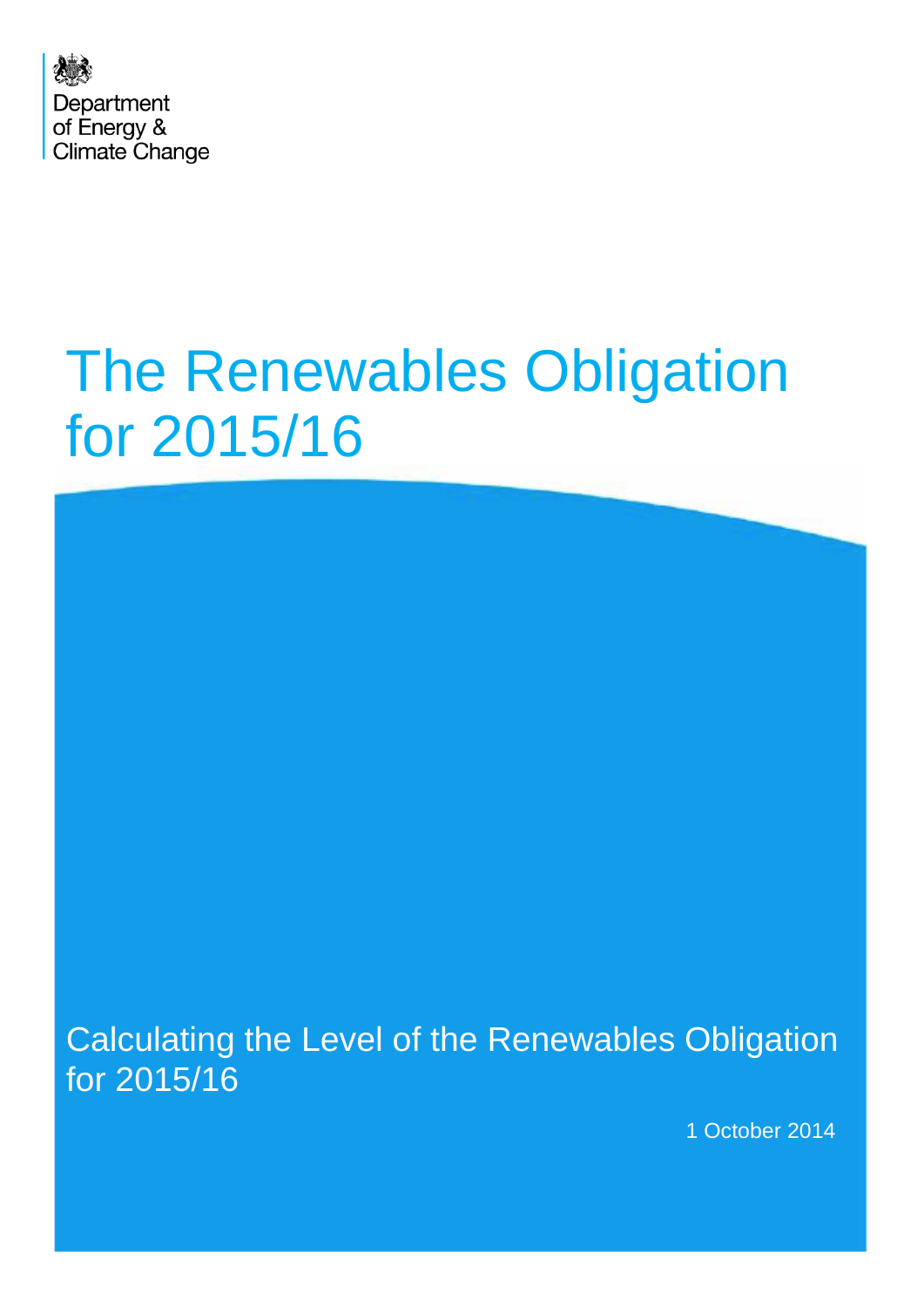Department of Energy & Climate Change

# The Renewables Obligation for 2015/16

## Calculating the Level of the Renewables Obligation for 2015/16

1 October 2014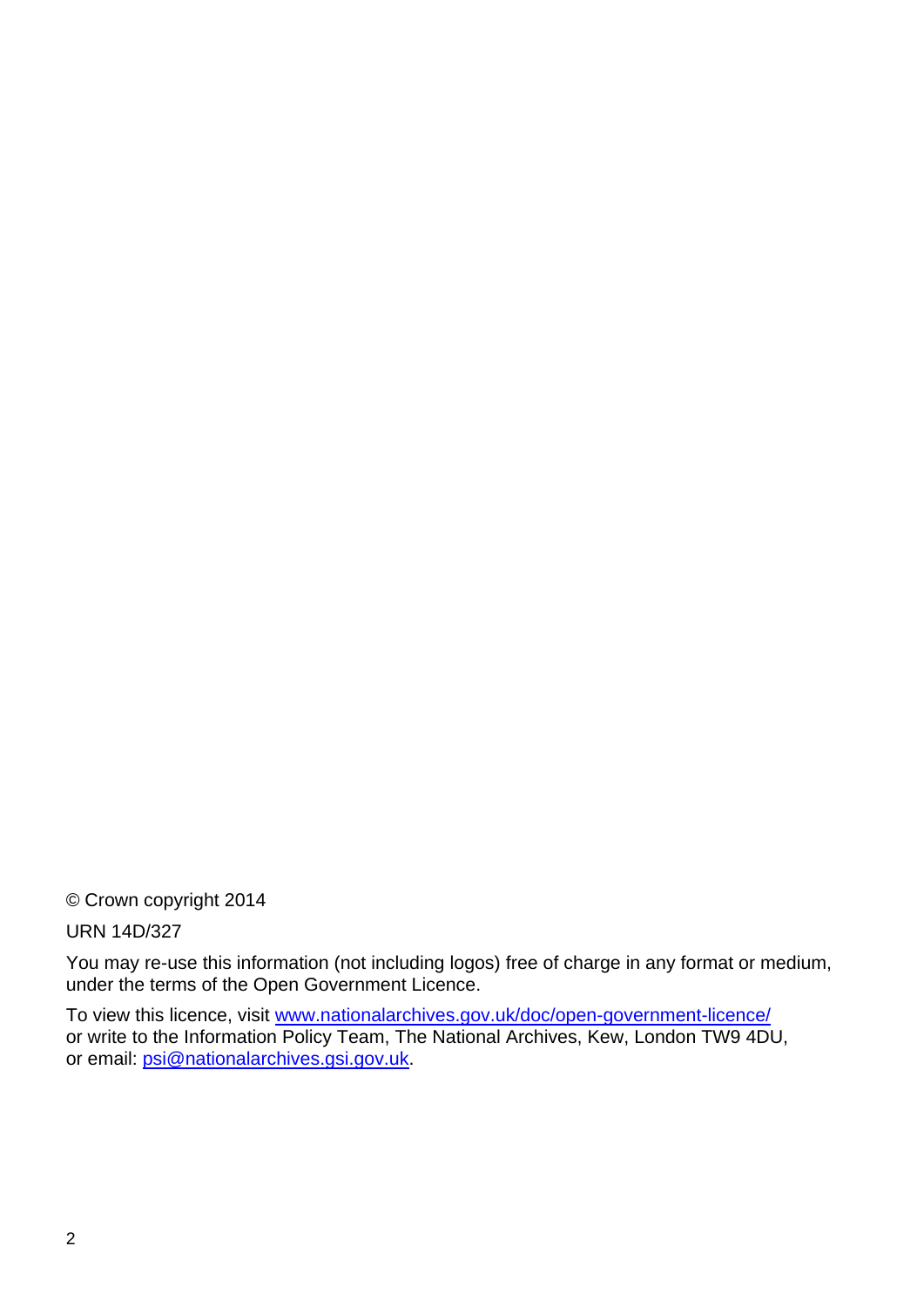© Crown copyright 2014

URN 14D/327

You may re-use this information (not including logos) free of charge in any format or medium, under the terms of the Open Government Licence.

To view this licence, visit [www.nationalarchives.gov.uk/doc/open-government-licence/](http://www.nationalarchives.gov.uk/doc/open-government-licence/) or write to the Information Policy Team, The National Archives, Kew, London TW9 4DU, or email: [psi@nationalarchives.gsi.gov.uk](mailto:psi@nationalarchives.gsi.gov.uk).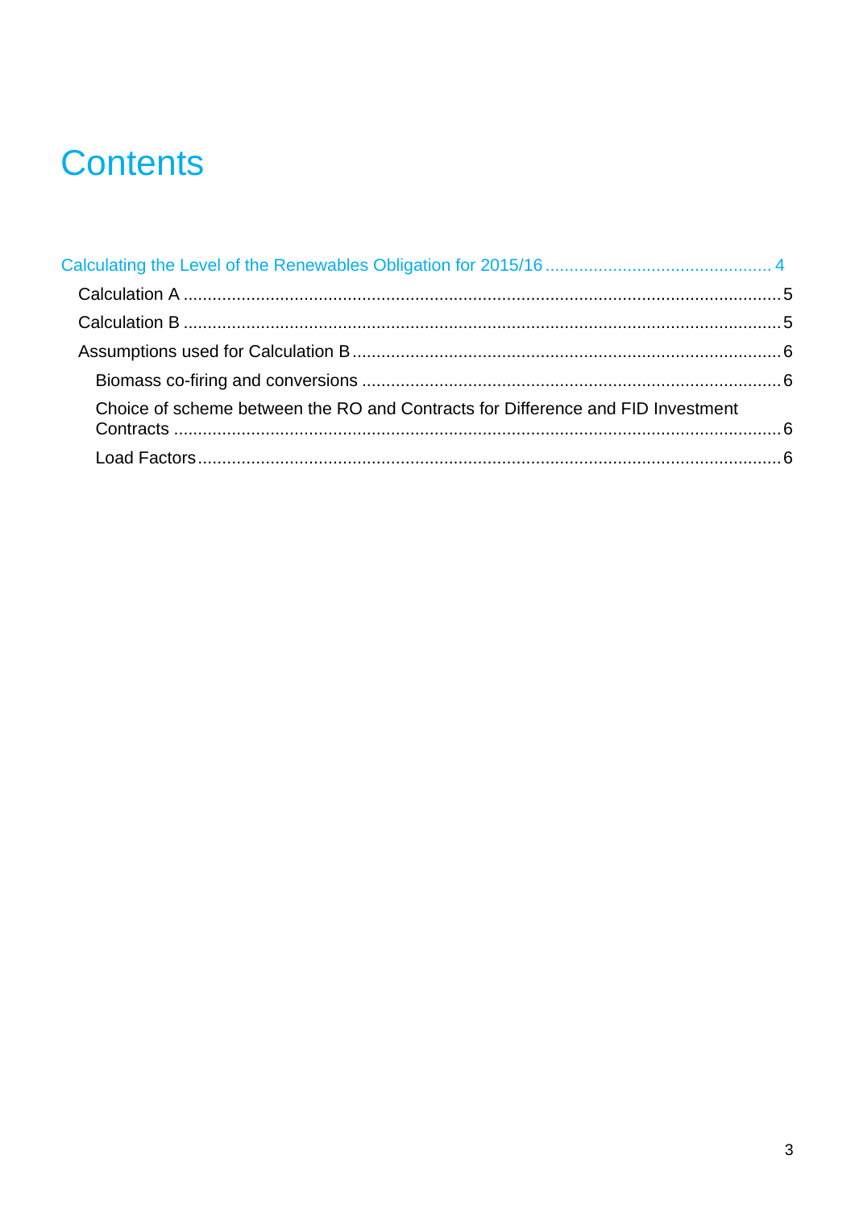# Contents

Calculating the Level of the Renewables Obligation for 2015/16 .............................................. 4

- Calculation A ......................................................................................................................... 5
- Calculation B ......................................................................................................................... 5
- Assumptions used for Calculation B ....................................................................................... 6
  - Biomass co-firing and conversions ...................................................................................... 6
  - Choice of scheme between the RO and Contracts for Difference and FID Investment Contracts ........................................................................................................................... 6
  - Load Factors ....................................................................................................................... 6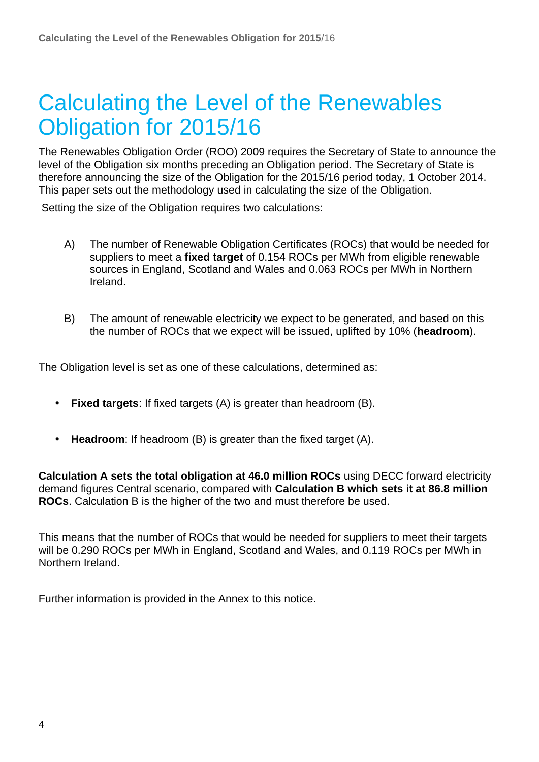# Calculating the Level of the Renewables Obligation for 2015/16

The Renewables Obligation Order (ROO) 2009 requires the Secretary of State to announce the level of the Obligation six months preceding an Obligation period. The Secretary of State is therefore announcing the size of the Obligation for the 2015/16 period today, 1 October 2014. This paper sets out the methodology used in calculating the size of the Obligation.

Setting the size of the Obligation requires two calculations:

A) The number of Renewable Obligation Certificates (ROCs) that would be needed for suppliers to meet a **fixed target** of 0.154 ROCs per MWh from eligible renewable sources in England, Scotland and Wales and 0.063 ROCs per MWh in Northern Ireland.

B) The amount of renewable electricity we expect to be generated, and based on this the number of ROCs that we expect will be issued, uplifted by 10% (**headroom**).

The Obligation level is set as one of these calculations, determined as:

- **Fixed targets**: If fixed targets (A) is greater than headroom (B).
- **Headroom**: If headroom (B) is greater than the fixed target (A).

**Calculation A sets the total obligation at 46.0 million ROCs** using DECC forward electricity demand figures Central scenario, compared with **Calculation B which sets it at 86.8 million ROCs**. Calculation B is the higher of the two and must therefore be used.

This means that the number of ROCs that would be needed for suppliers to meet their targets will be 0.290 ROCs per MWh in England, Scotland and Wales, and 0.119 ROCs per MWh in Northern Ireland.

Further information is provided in the Annex to this notice.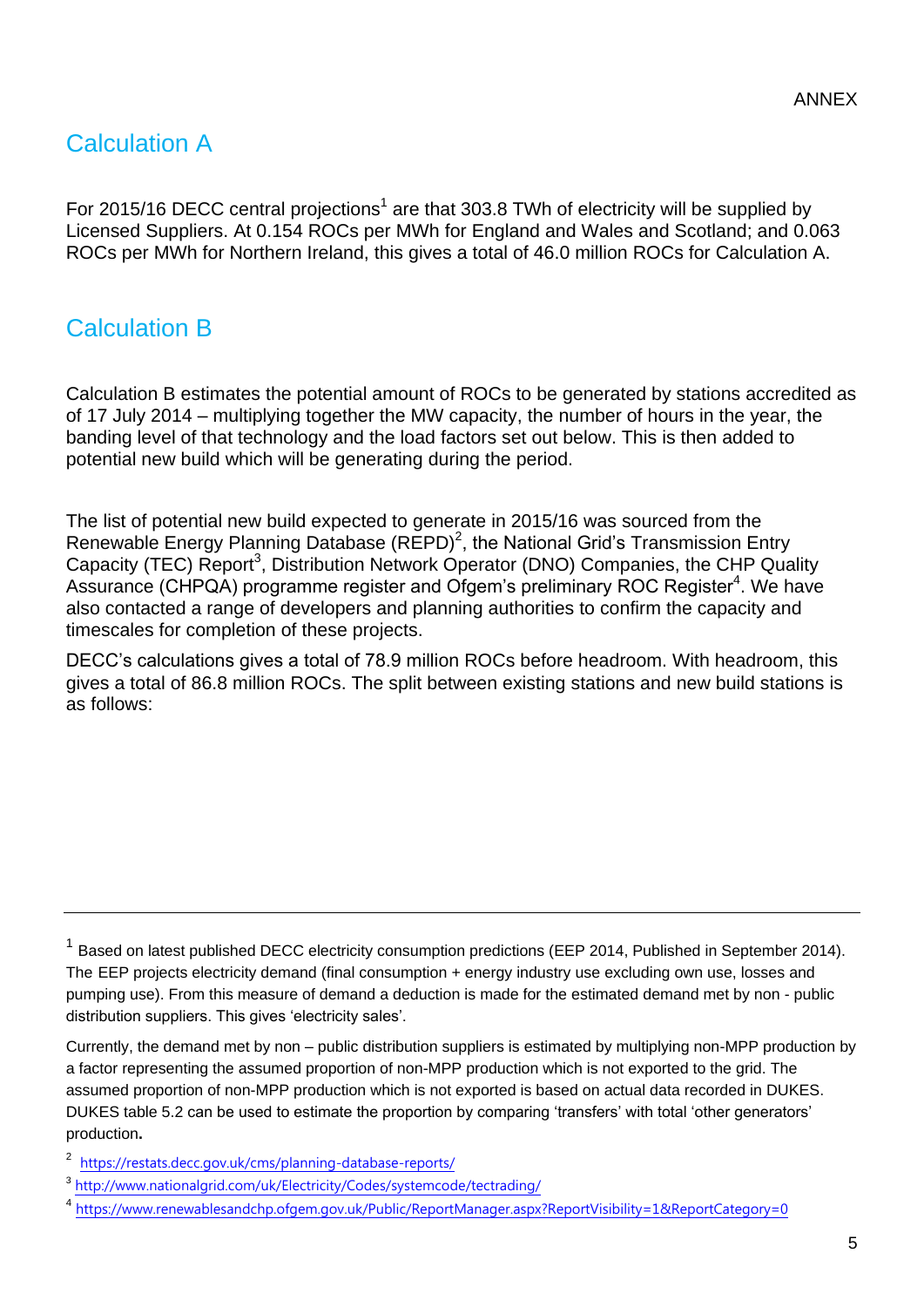ANNEX

## Calculation A

For 2015/16 DECC central projections[1] are that 303.8 TWh of electricity will be supplied by Licensed Suppliers. At 0.154 ROCs per MWh for England and Wales and Scotland; and 0.063 ROCs per MWh for Northern Ireland, this gives a total of 46.0 million ROCs for Calculation A.

## Calculation B

Calculation B estimates the potential amount of ROCs to be generated by stations accredited as of 17 July 2014 – multiplying together the MW capacity, the number of hours in the year, the banding level of that technology and the load factors set out below. This is then added to potential new build which will be generating during the period.

The list of potential new build expected to generate in 2015/16 was sourced from the Renewable Energy Planning Database (REPD)[2], the National Grid's Transmission Entry Capacity (TEC) Report[3], Distribution Network Operator (DNO) Companies, the CHP Quality Assurance (CHPQA) programme register and Ofgem's preliminary ROC Register[4]. We have also contacted a range of developers and planning authorities to confirm the capacity and timescales for completion of these projects.

DECC's calculations gives a total of 78.9 million ROCs before headroom. With headroom, this gives a total of 86.8 million ROCs. The split between existing stations and new build stations is as follows:

---

[1] Based on latest published DECC electricity consumption predictions (EEP 2014, Published in September 2014). The EEP projects electricity demand (final consumption + energy industry use excluding own use, losses and pumping use). From this measure of demand a deduction is made for the estimated demand met by non - public distribution suppliers. This gives 'electricity sales'.

Currently, the demand met by non – public distribution suppliers is estimated by multiplying non-MPP production by a factor representing the assumed proportion of non-MPP production which is not exported to the grid. The assumed proportion of non-MPP production which is not exported is based on actual data recorded in DUKES. DUKES table 5.2 can be used to estimate the proportion by comparing 'transfers' with total 'other generators' production**.**

[2] https://restats.decc.gov.uk/cms/planning-database-reports/

[3] http://www.nationalgrid.com/uk/Electricity/Codes/systemcode/tectrading/

[4] https://www.renewablesandchp.ofgem.gov.uk/Public/ReportManager.aspx?ReportVisibility=1&ReportCategory=0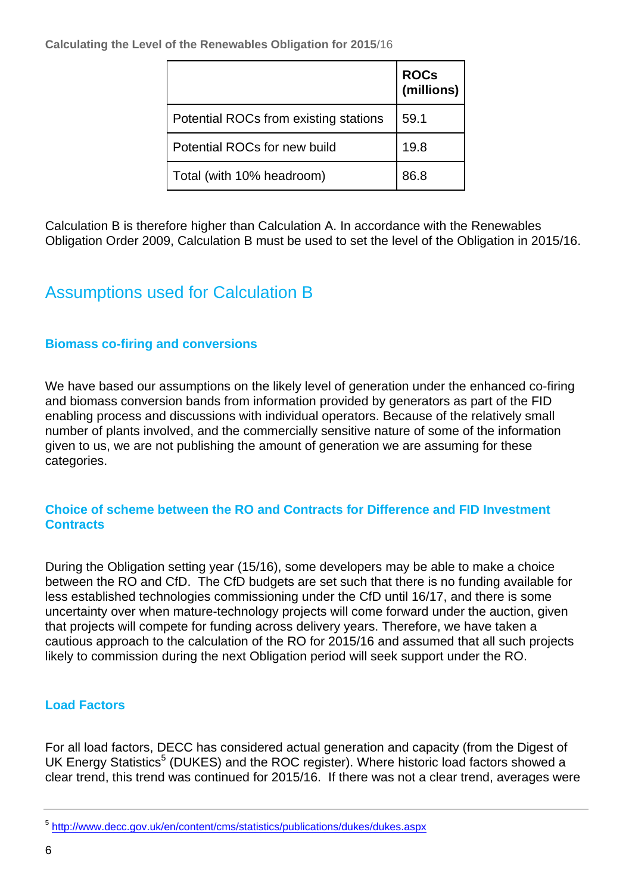| | ROCs (millions) |
|---|---|
| Potential ROCs from existing stations | 59.1 |
| Potential ROCs for new build | 19.8 |
| Total (with 10% headroom) | 86.8 |

Calculation B is therefore higher than Calculation A. In accordance with the Renewables Obligation Order 2009, Calculation B must be used to set the level of the Obligation in 2015/16.

## Assumptions used for Calculation B

### Biomass co-firing and conversions

We have based our assumptions on the likely level of generation under the enhanced co-firing and biomass conversion bands from information provided by generators as part of the FID enabling process and discussions with individual operators. Because of the relatively small number of plants involved, and the commercially sensitive nature of some of the information given to us, we are not publishing the amount of generation we are assuming for these categories.

### Choice of scheme between the RO and Contracts for Difference and FID Investment Contracts

During the Obligation setting year (15/16), some developers may be able to make a choice between the RO and CfD. The CfD budgets are set such that there is no funding available for less established technologies commissioning under the CfD until 16/17, and there is some uncertainty over when mature-technology projects will come forward under the auction, given that projects will compete for funding across delivery years. Therefore, we have taken a cautious approach to the calculation of the RO for 2015/16 and assumed that all such projects likely to commission during the next Obligation period will seek support under the RO.

### Load Factors

For all load factors, DECC has considered actual generation and capacity (from the Digest of UK Energy Statistics[5] (DUKES) and the ROC register). Where historic load factors showed a clear trend, this trend was continued for 2015/16. If there was not a clear trend, averages were

[5] http://www.decc.gov.uk/en/content/cms/statistics/publications/dukes/dukes.aspx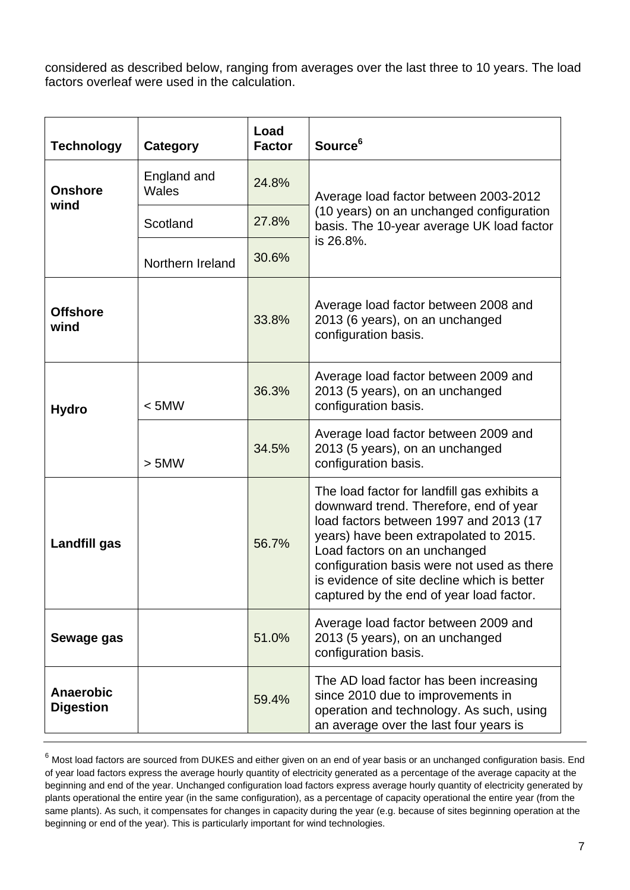considered as described below, ranging from averages over the last three to 10 years. The load factors overleaf were used in the calculation.

| Technology | Category | Load Factor | Source[6] |
|---|---|---|---|
| **Onshore wind** | England and Wales | 24.8% | Average load factor between 2003-2012 (10 years) on an unchanged configuration basis. The 10-year average UK load factor is 26.8%. |
| | Scotland | 27.8% | |
| | Northern Ireland | 30.6% | |
| **Offshore wind** | | 33.8% | Average load factor between 2008 and 2013 (6 years), on an unchanged configuration basis. |
| **Hydro** | < 5MW | 36.3% | Average load factor between 2009 and 2013 (5 years), on an unchanged configuration basis. |
| | > 5MW | 34.5% | Average load factor between 2009 and 2013 (5 years), on an unchanged configuration basis. |
| **Landfill gas** | | 56.7% | The load factor for landfill gas exhibits a downward trend. Therefore, end of year load factors between 1997 and 2013 (17 years) have been extrapolated to 2015. Load factors on an unchanged configuration basis were not used as there is evidence of site decline which is better captured by the end of year load factor. |
| **Sewage gas** | | 51.0% | Average load factor between 2009 and 2013 (5 years), on an unchanged configuration basis. |
| **Anaerobic Digestion** | | 59.4% | The AD load factor has been increasing since 2010 due to improvements in operation and technology. As such, using an average over the last four years is |

[6] Most load factors are sourced from DUKES and either given on an end of year basis or an unchanged configuration basis. End of year load factors express the average hourly quantity of electricity generated as a percentage of the average capacity at the beginning and end of the year. Unchanged configuration load factors express average hourly quantity of electricity generated by plants operational the entire year (in the same configuration), as a percentage of capacity operational the entire year (from the same plants). As such, it compensates for changes in capacity during the year (e.g. because of sites beginning operation at the beginning or end of the year). This is particularly important for wind technologies.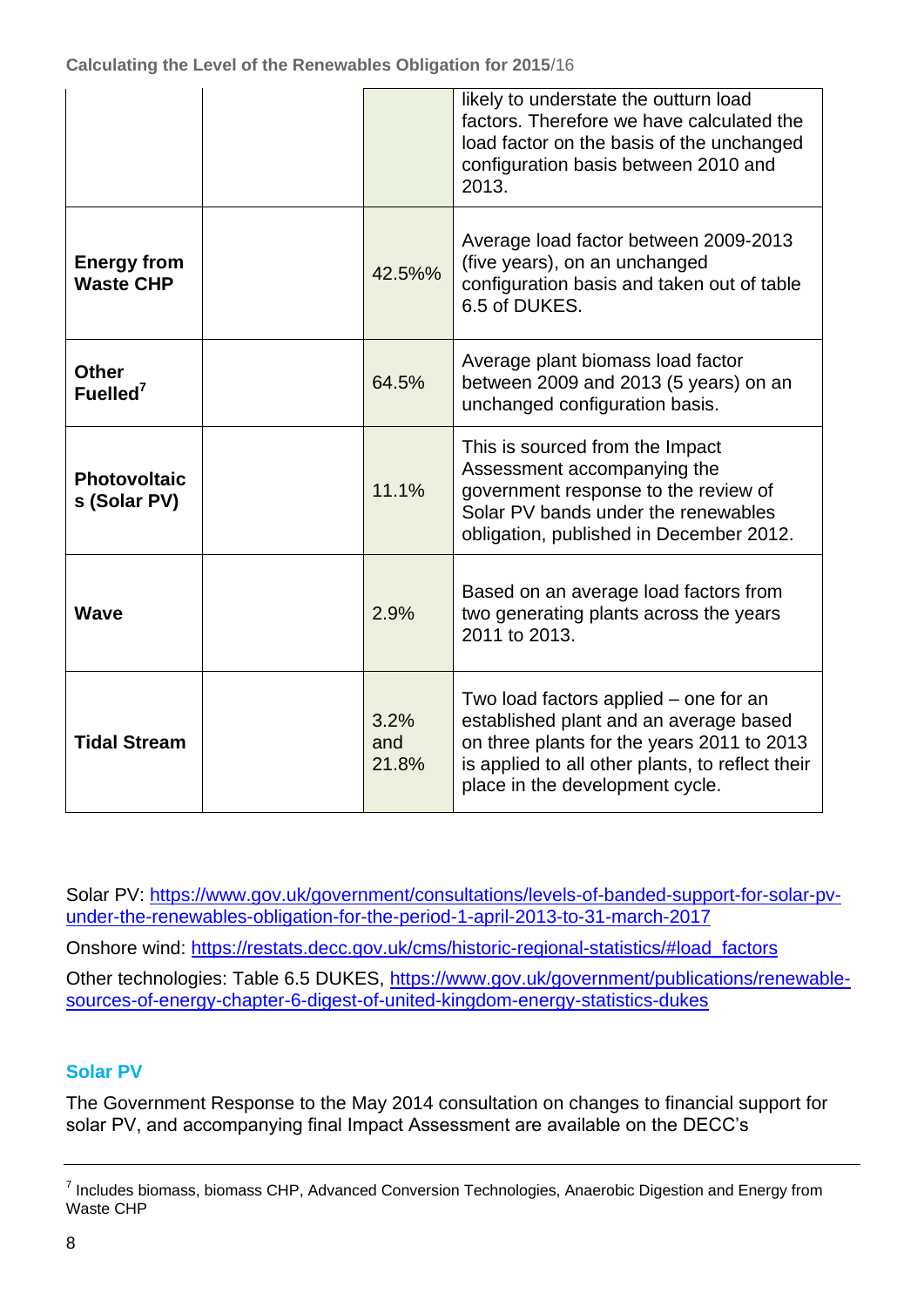| | | | |
|---|---|---|---|
| | | | likely to understate the outturn load factors. Therefore we have calculated the load factor on the basis of the unchanged configuration basis between 2010 and 2013. |
| **Energy from Waste CHP** | | 42.5%% | Average load factor between 2009-2013 (five years), on an unchanged configuration basis and taken out of table 6.5 of DUKES. |
| **Other Fuelled[7]** | | 64.5% | Average plant biomass load factor between 2009 and 2013 (5 years) on an unchanged configuration basis. |
| **Photovoltaics (Solar PV)** | | 11.1% | This is sourced from the Impact Assessment accompanying the government response to the review of Solar PV bands under the renewables obligation, published in December 2012. |
| **Wave** | | 2.9% | Based on an average load factors from two generating plants across the years 2011 to 2013. |
| **Tidal Stream** | | 3.2% and 21.8% | Two load factors applied – one for an established plant and an average based on three plants for the years 2011 to 2013 is applied to all other plants, to reflect their place in the development cycle. |

Solar PV: https://www.gov.uk/government/consultations/levels-of-banded-support-for-solar-pv-under-the-renewables-obligation-for-the-period-1-april-2013-to-31-march-2017

Onshore wind: https://restats.decc.gov.uk/cms/historic-regional-statistics/#load_factors

Other technologies: Table 6.5 DUKES, https://www.gov.uk/government/publications/renewable-sources-of-energy-chapter-6-digest-of-united-kingdom-energy-statistics-dukes

## Solar PV

The Government Response to the May 2014 consultation on changes to financial support for solar PV, and accompanying final Impact Assessment are available on the DECC's

[7] Includes biomass, biomass CHP, Advanced Conversion Technologies, Anaerobic Digestion and Energy from Waste CHP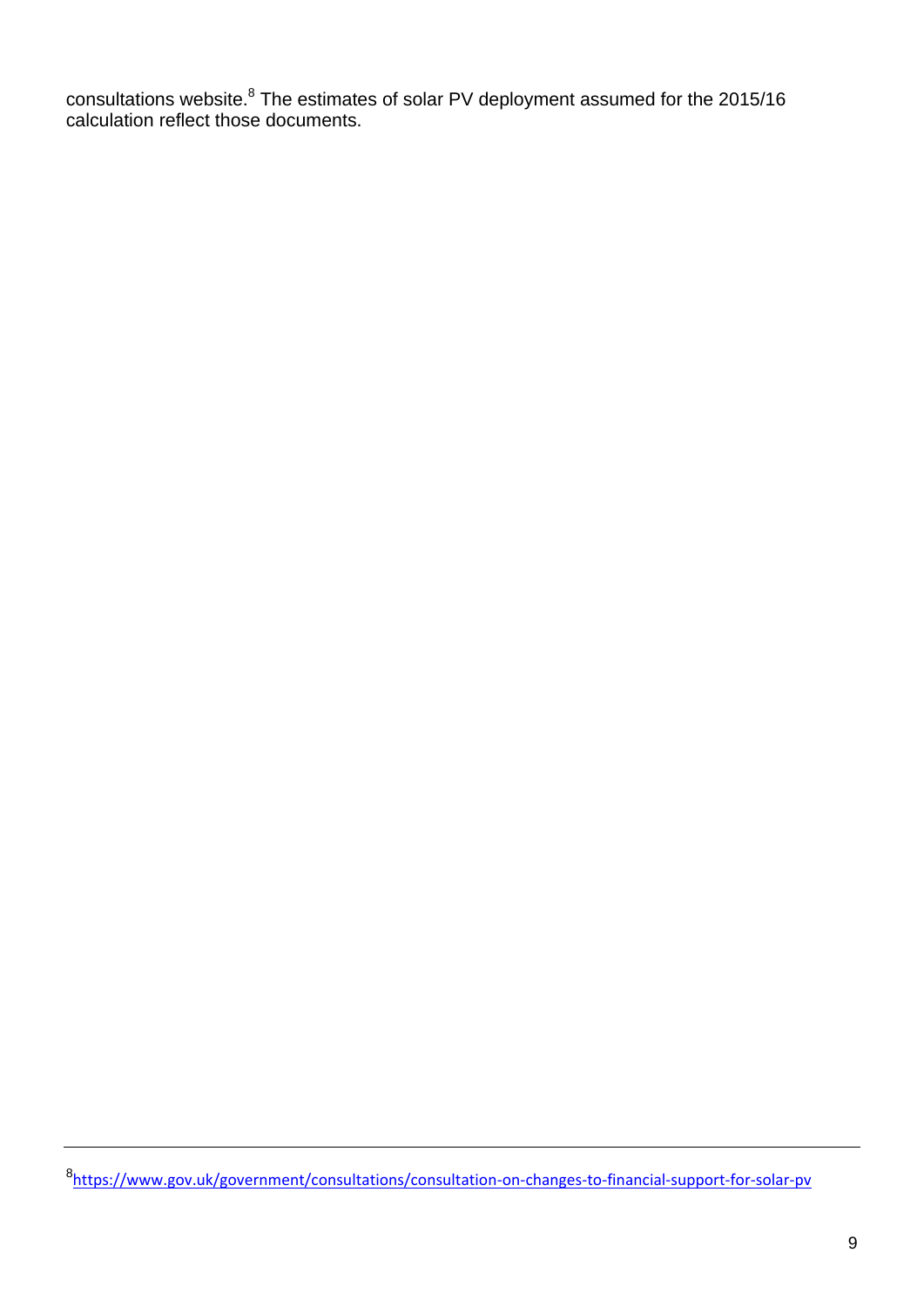consultations website.[8] The estimates of solar PV deployment assumed for the 2015/16 calculation reflect those documents.

---

[8] https://www.gov.uk/government/consultations/consultation-on-changes-to-financial-support-for-solar-pv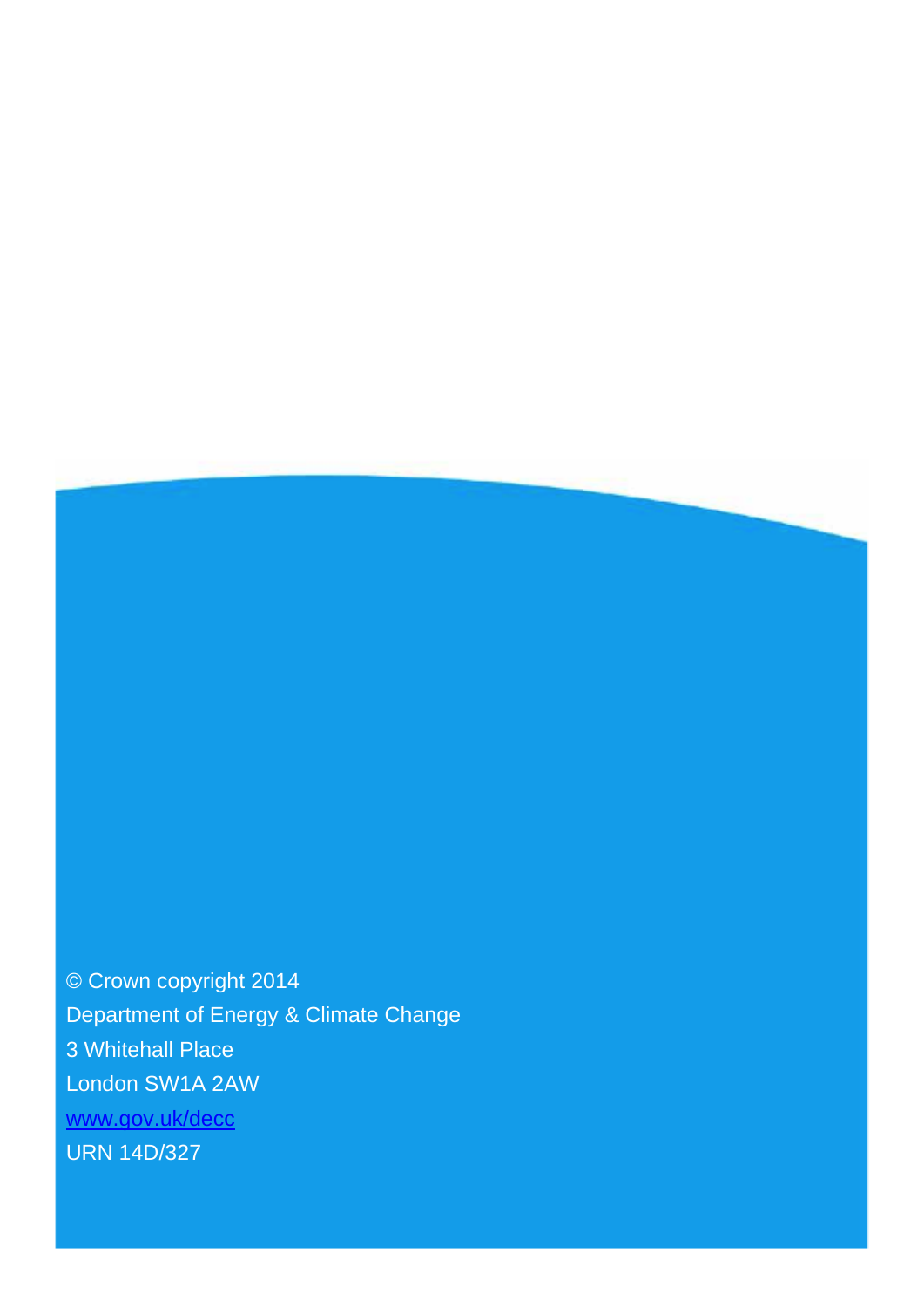© Crown copyright 2014
Department of Energy & Climate Change
3 Whitehall Place
London SW1A 2AW
[www.gov.uk/decc](http://www.gov.uk/decc)
URN 14D/327